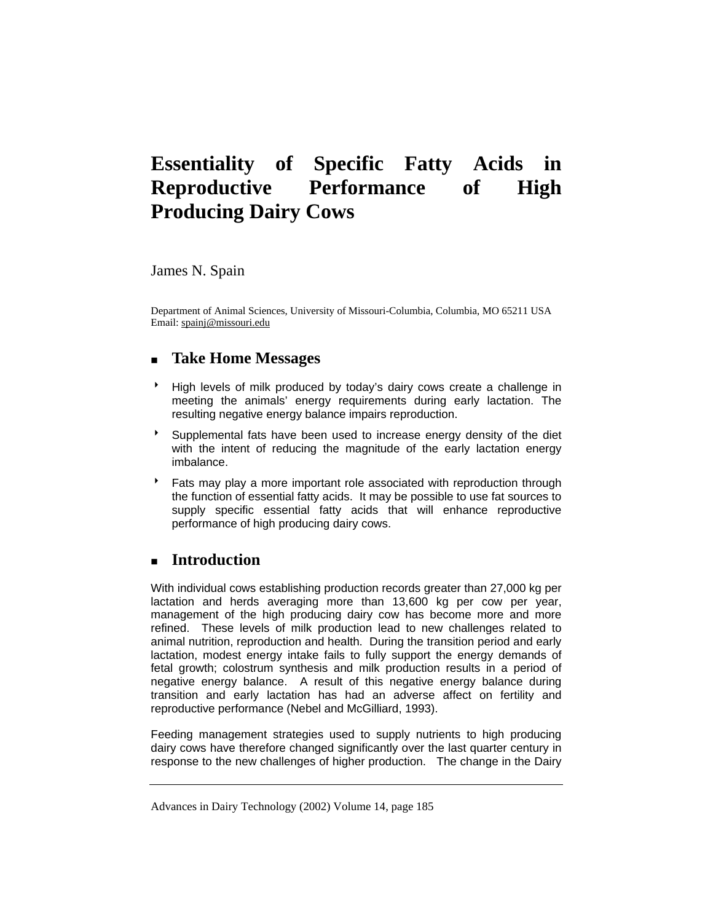# Essentiality of Specific Fatty Acids in Reproductive Performance of High Producing Dairy Cows

James N. Spain

Department of Animal Sciences, University of Missouri-Columbia, Columbia, MO 65211 USA
Email: spainj@missouri.edu

## Take Home Messages

- High levels of milk produced by today's dairy cows create a challenge in meeting the animals' energy requirements during early lactation. The resulting negative energy balance impairs reproduction.
- Supplemental fats have been used to increase energy density of the diet with the intent of reducing the magnitude of the early lactation energy imbalance.
- Fats may play a more important role associated with reproduction through the function of essential fatty acids. It may be possible to use fat sources to supply specific essential fatty acids that will enhance reproductive performance of high producing dairy cows.

## Introduction

With individual cows establishing production records greater than 27,000 kg per lactation and herds averaging more than 13,600 kg per cow per year, management of the high producing dairy cow has become more and more refined. These levels of milk production lead to new challenges related to animal nutrition, reproduction and health. During the transition period and early lactation, modest energy intake fails to fully support the energy demands of fetal growth; colostrum synthesis and milk production results in a period of negative energy balance. A result of this negative energy balance during transition and early lactation has had an adverse affect on fertility and reproductive performance (Nebel and McGilliard, 1993).

Feeding management strategies used to supply nutrients to high producing dairy cows have therefore changed significantly over the last quarter century in response to the new challenges of higher production. The change in the Dairy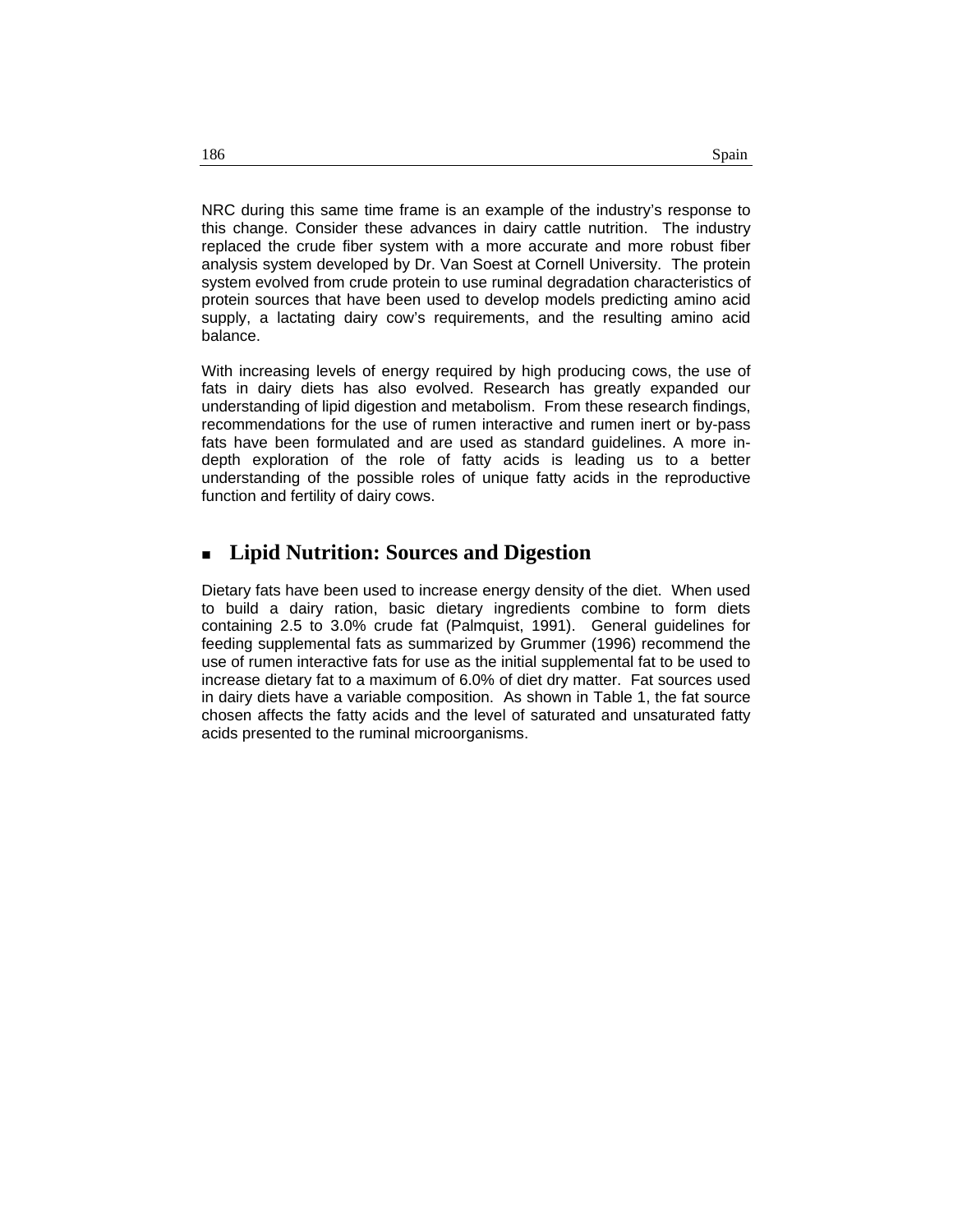NRC during this same time frame is an example of the industry's response to this change. Consider these advances in dairy cattle nutrition. The industry replaced the crude fiber system with a more accurate and more robust fiber analysis system developed by Dr. Van Soest at Cornell University. The protein system evolved from crude protein to use ruminal degradation characteristics of protein sources that have been used to develop models predicting amino acid supply, a lactating dairy cow's requirements, and the resulting amino acid balance.

With increasing levels of energy required by high producing cows, the use of fats in dairy diets has also evolved. Research has greatly expanded our understanding of lipid digestion and metabolism. From these research findings, recommendations for the use of rumen interactive and rumen inert or by-pass fats have been formulated and are used as standard guidelines. A more in-depth exploration of the role of fatty acids is leading us to a better understanding of the possible roles of unique fatty acids in the reproductive function and fertility of dairy cows.

## Lipid Nutrition: Sources and Digestion

Dietary fats have been used to increase energy density of the diet. When used to build a dairy ration, basic dietary ingredients combine to form diets containing 2.5 to 3.0% crude fat (Palmquist, 1991). General guidelines for feeding supplemental fats as summarized by Grummer (1996) recommend the use of rumen interactive fats for use as the initial supplemental fat to be used to increase dietary fat to a maximum of 6.0% of diet dry matter. Fat sources used in dairy diets have a variable composition. As shown in Table 1, the fat source chosen affects the fatty acids and the level of saturated and unsaturated fatty acids presented to the ruminal microorganisms.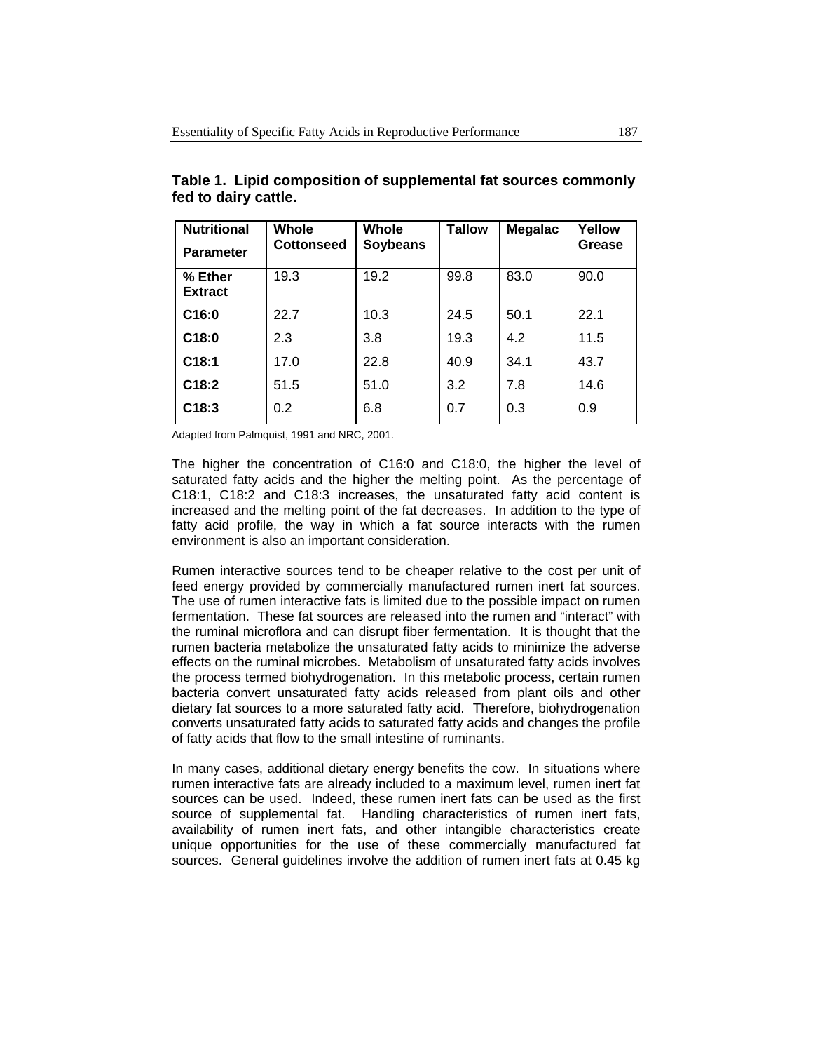**Table 1. Lipid composition of supplemental fat sources commonly fed to dairy cattle.**

| Nutritional Parameter | Whole Cottonseed | Whole Soybeans | Tallow | Megalac | Yellow Grease |
|---|---|---|---|---|---|
| **% Ether Extract** | 19.3 | 19.2 | 99.8 | 83.0 | 90.0 |
| **C16:0** | 22.7 | 10.3 | 24.5 | 50.1 | 22.1 |
| **C18:0** | 2.3 | 3.8 | 19.3 | 4.2 | 11.5 |
| **C18:1** | 17.0 | 22.8 | 40.9 | 34.1 | 43.7 |
| **C18:2** | 51.5 | 51.0 | 3.2 | 7.8 | 14.6 |
| **C18:3** | 0.2 | 6.8 | 0.7 | 0.3 | 0.9 |

Adapted from Palmquist, 1991 and NRC, 2001.

The higher the concentration of C16:0 and C18:0, the higher the level of saturated fatty acids and the higher the melting point. As the percentage of C18:1, C18:2 and C18:3 increases, the unsaturated fatty acid content is increased and the melting point of the fat decreases. In addition to the type of fatty acid profile, the way in which a fat source interacts with the rumen environment is also an important consideration.

Rumen interactive sources tend to be cheaper relative to the cost per unit of feed energy provided by commercially manufactured rumen inert fat sources. The use of rumen interactive fats is limited due to the possible impact on rumen fermentation. These fat sources are released into the rumen and "interact" with the ruminal microflora and can disrupt fiber fermentation. It is thought that the rumen bacteria metabolize the unsaturated fatty acids to minimize the adverse effects on the ruminal microbes. Metabolism of unsaturated fatty acids involves the process termed biohydrogenation. In this metabolic process, certain rumen bacteria convert unsaturated fatty acids released from plant oils and other dietary fat sources to a more saturated fatty acid. Therefore, biohydrogenation converts unsaturated fatty acids to saturated fatty acids and changes the profile of fatty acids that flow to the small intestine of ruminants.

In many cases, additional dietary energy benefits the cow. In situations where rumen interactive fats are already included to a maximum level, rumen inert fat sources can be used. Indeed, these rumen inert fats can be used as the first source of supplemental fat. Handling characteristics of rumen inert fats, availability of rumen inert fats, and other intangible characteristics create unique opportunities for the use of these commercially manufactured fat sources. General guidelines involve the addition of rumen inert fats at 0.45 kg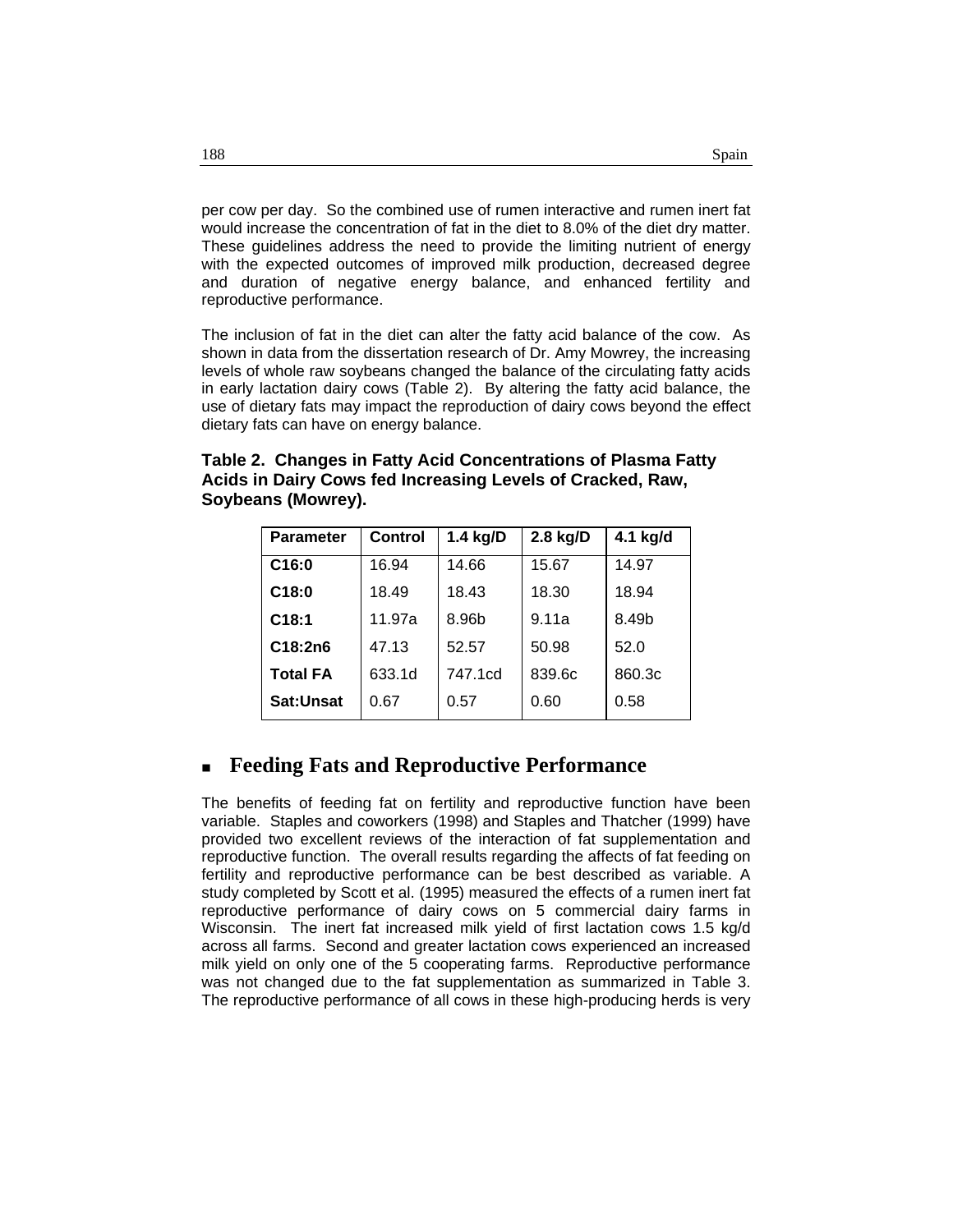per cow per day. So the combined use of rumen interactive and rumen inert fat would increase the concentration of fat in the diet to 8.0% of the diet dry matter. These guidelines address the need to provide the limiting nutrient of energy with the expected outcomes of improved milk production, decreased degree and duration of negative energy balance, and enhanced fertility and reproductive performance.

The inclusion of fat in the diet can alter the fatty acid balance of the cow. As shown in data from the dissertation research of Dr. Amy Mowrey, the increasing levels of whole raw soybeans changed the balance of the circulating fatty acids in early lactation dairy cows (Table 2). By altering the fatty acid balance, the use of dietary fats may impact the reproduction of dairy cows beyond the effect dietary fats can have on energy balance.

**Table 2. Changes in Fatty Acid Concentrations of Plasma Fatty Acids in Dairy Cows fed Increasing Levels of Cracked, Raw, Soybeans (Mowrey).**

| Parameter | Control | 1.4 kg/D | 2.8 kg/D | 4.1 kg/d |
|---|---|---|---|---|
| C16:0 | 16.94 | 14.66 | 15.67 | 14.97 |
| C18:0 | 18.49 | 18.43 | 18.30 | 18.94 |
| C18:1 | 11.97a | 8.96b | 9.11a | 8.49b |
| C18:2n6 | 47.13 | 52.57 | 50.98 | 52.0 |
| Total FA | 633.1d | 747.1cd | 839.6c | 860.3c |
| Sat:Unsat | 0.67 | 0.57 | 0.60 | 0.58 |

## Feeding Fats and Reproductive Performance

The benefits of feeding fat on fertility and reproductive function have been variable. Staples and coworkers (1998) and Staples and Thatcher (1999) have provided two excellent reviews of the interaction of fat supplementation and reproductive function. The overall results regarding the affects of fat feeding on fertility and reproductive performance can be best described as variable. A study completed by Scott et al. (1995) measured the effects of a rumen inert fat reproductive performance of dairy cows on 5 commercial dairy farms in Wisconsin. The inert fat increased milk yield of first lactation cows 1.5 kg/d across all farms. Second and greater lactation cows experienced an increased milk yield on only one of the 5 cooperating farms. Reproductive performance was not changed due to the fat supplementation as summarized in Table 3. The reproductive performance of all cows in these high-producing herds is very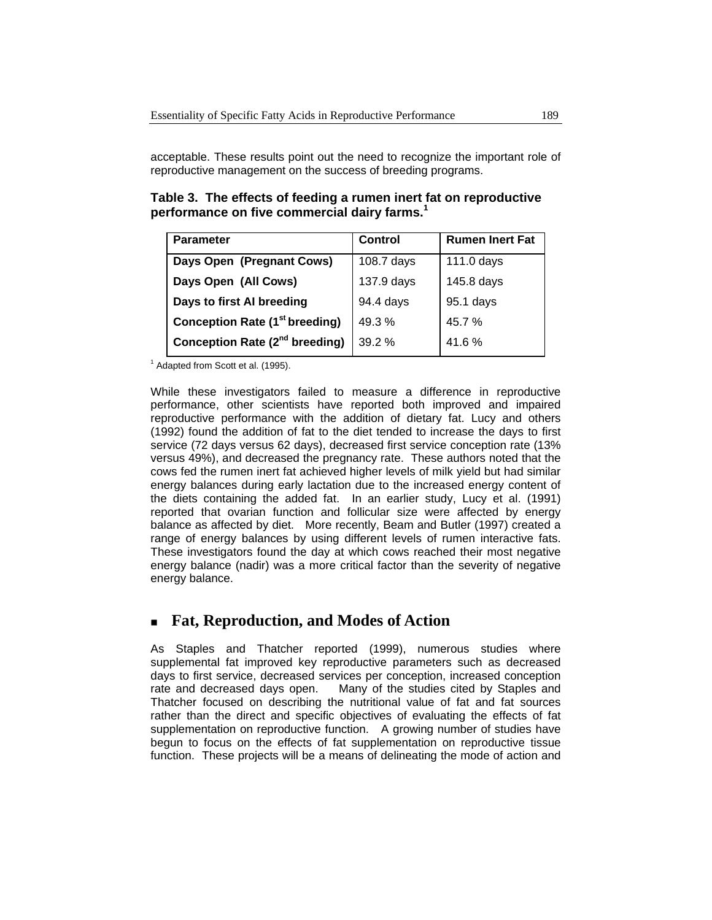acceptable. These results point out the need to recognize the important role of reproductive management on the success of breeding programs.

**Table 3. The effects of feeding a rumen inert fat on reproductive performance on five commercial dairy farms.[1]**

| Parameter | Control | Rumen Inert Fat |
|---|---|---|
| Days Open (Pregnant Cows) | 108.7 days | 111.0 days |
| Days Open (All Cows) | 137.9 days | 145.8 days |
| Days to first AI breeding | 94.4 days | 95.1 days |
| Conception Rate (1st breeding) | 49.3 % | 45.7 % |
| Conception Rate (2nd breeding) | 39.2 % | 41.6 % |

[1] Adapted from Scott et al. (1995).

While these investigators failed to measure a difference in reproductive performance, other scientists have reported both improved and impaired reproductive performance with the addition of dietary fat. Lucy and others (1992) found the addition of fat to the diet tended to increase the days to first service (72 days versus 62 days), decreased first service conception rate (13% versus 49%), and decreased the pregnancy rate. These authors noted that the cows fed the rumen inert fat achieved higher levels of milk yield but had similar energy balances during early lactation due to the increased energy content of the diets containing the added fat. In an earlier study, Lucy et al. (1991) reported that ovarian function and follicular size were affected by energy balance as affected by diet. More recently, Beam and Butler (1997) created a range of energy balances by using different levels of rumen interactive fats. These investigators found the day at which cows reached their most negative energy balance (nadir) was a more critical factor than the severity of negative energy balance.

## Fat, Reproduction, and Modes of Action

As Staples and Thatcher reported (1999), numerous studies where supplemental fat improved key reproductive parameters such as decreased days to first service, decreased services per conception, increased conception rate and decreased days open. Many of the studies cited by Staples and Thatcher focused on describing the nutritional value of fat and fat sources rather than the direct and specific objectives of evaluating the effects of fat supplementation on reproductive function. A growing number of studies have begun to focus on the effects of fat supplementation on reproductive tissue function. These projects will be a means of delineating the mode of action and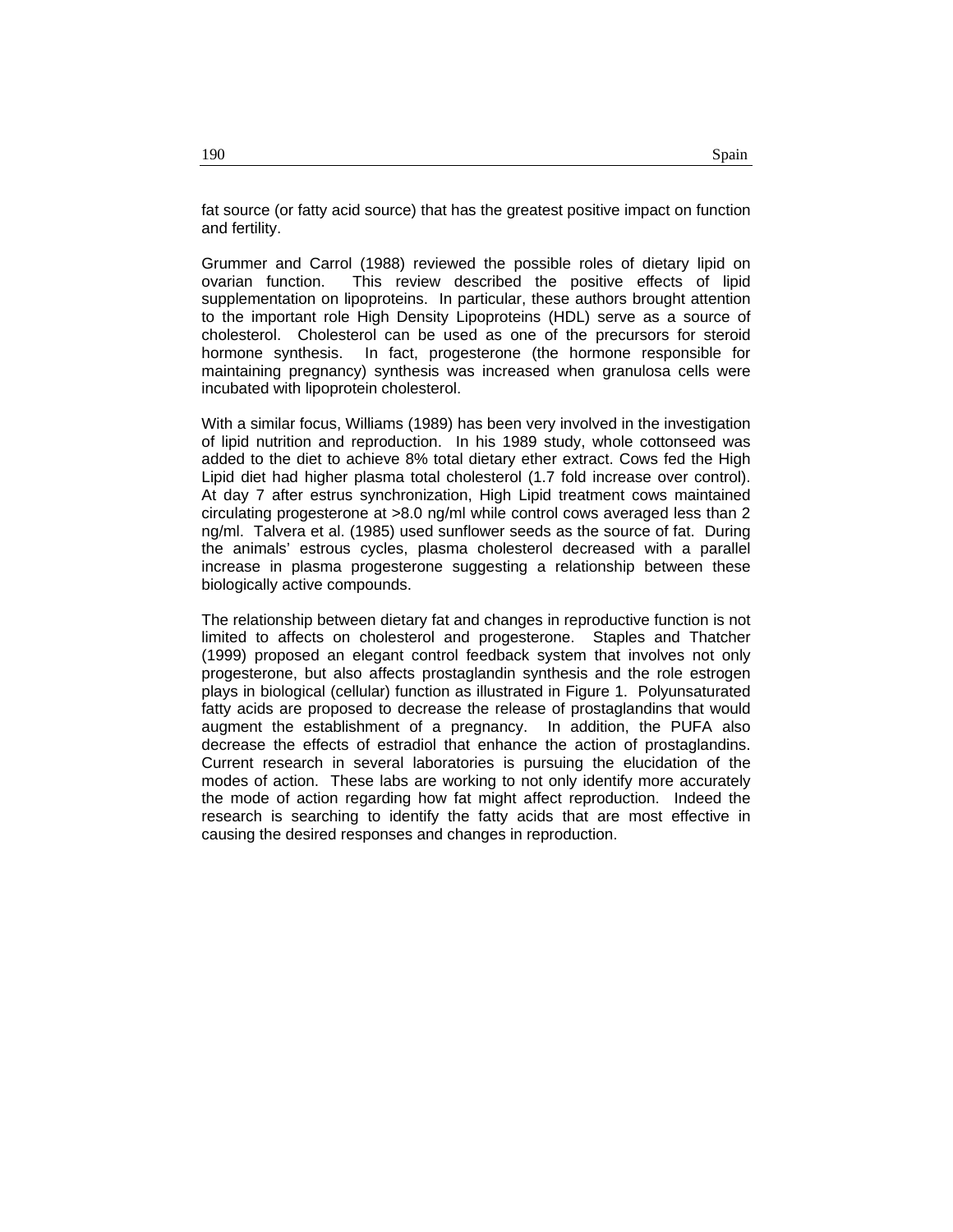fat source (or fatty acid source) that has the greatest positive impact on function and fertility.

Grummer and Carrol (1988) reviewed the possible roles of dietary lipid on ovarian function. This review described the positive effects of lipid supplementation on lipoproteins. In particular, these authors brought attention to the important role High Density Lipoproteins (HDL) serve as a source of cholesterol. Cholesterol can be used as one of the precursors for steroid hormone synthesis. In fact, progesterone (the hormone responsible for maintaining pregnancy) synthesis was increased when granulosa cells were incubated with lipoprotein cholesterol.

With a similar focus, Williams (1989) has been very involved in the investigation of lipid nutrition and reproduction. In his 1989 study, whole cottonseed was added to the diet to achieve 8% total dietary ether extract. Cows fed the High Lipid diet had higher plasma total cholesterol (1.7 fold increase over control). At day 7 after estrus synchronization, High Lipid treatment cows maintained circulating progesterone at >8.0 ng/ml while control cows averaged less than 2 ng/ml. Talvera et al. (1985) used sunflower seeds as the source of fat. During the animals' estrous cycles, plasma cholesterol decreased with a parallel increase in plasma progesterone suggesting a relationship between these biologically active compounds.

The relationship between dietary fat and changes in reproductive function is not limited to affects on cholesterol and progesterone. Staples and Thatcher (1999) proposed an elegant control feedback system that involves not only progesterone, but also affects prostaglandin synthesis and the role estrogen plays in biological (cellular) function as illustrated in Figure 1. Polyunsaturated fatty acids are proposed to decrease the release of prostaglandins that would augment the establishment of a pregnancy. In addition, the PUFA also decrease the effects of estradiol that enhance the action of prostaglandins. Current research in several laboratories is pursuing the elucidation of the modes of action. These labs are working to not only identify more accurately the mode of action regarding how fat might affect reproduction. Indeed the research is searching to identify the fatty acids that are most effective in causing the desired responses and changes in reproduction.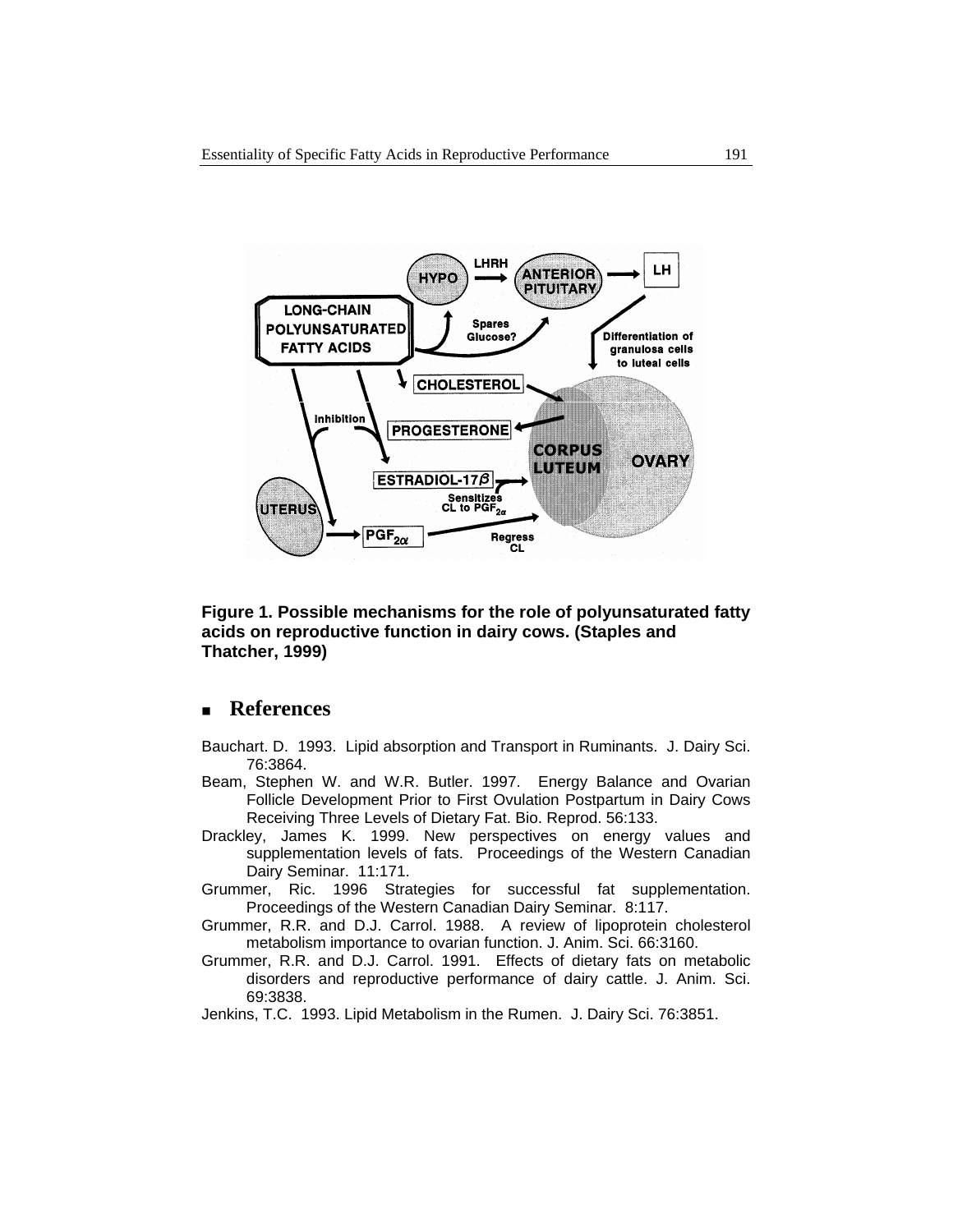**Figure 1. Possible mechanisms for the role of polyunsaturated fatty acids on reproductive function in dairy cows. (Staples and Thatcher, 1999)**

## References

Bauchart. D. 1993. Lipid absorption and Transport in Ruminants. J. Dairy Sci. 76:3864.

Beam, Stephen W. and W.R. Butler. 1997. Energy Balance and Ovarian Follicle Development Prior to First Ovulation Postpartum in Dairy Cows Receiving Three Levels of Dietary Fat. Bio. Reprod. 56:133.

Drackley, James K. 1999. New perspectives on energy values and supplementation levels of fats. Proceedings of the Western Canadian Dairy Seminar. 11:171.

Grummer, Ric. 1996 Strategies for successful fat supplementation. Proceedings of the Western Canadian Dairy Seminar. 8:117.

Grummer, R.R. and D.J. Carrol. 1988. A review of lipoprotein cholesterol metabolism importance to ovarian function. J. Anim. Sci. 66:3160.

Grummer, R.R. and D.J. Carrol. 1991. Effects of dietary fats on metabolic disorders and reproductive performance of dairy cattle. J. Anim. Sci. 69:3838.

Jenkins, T.C. 1993. Lipid Metabolism in the Rumen. J. Dairy Sci. 76:3851.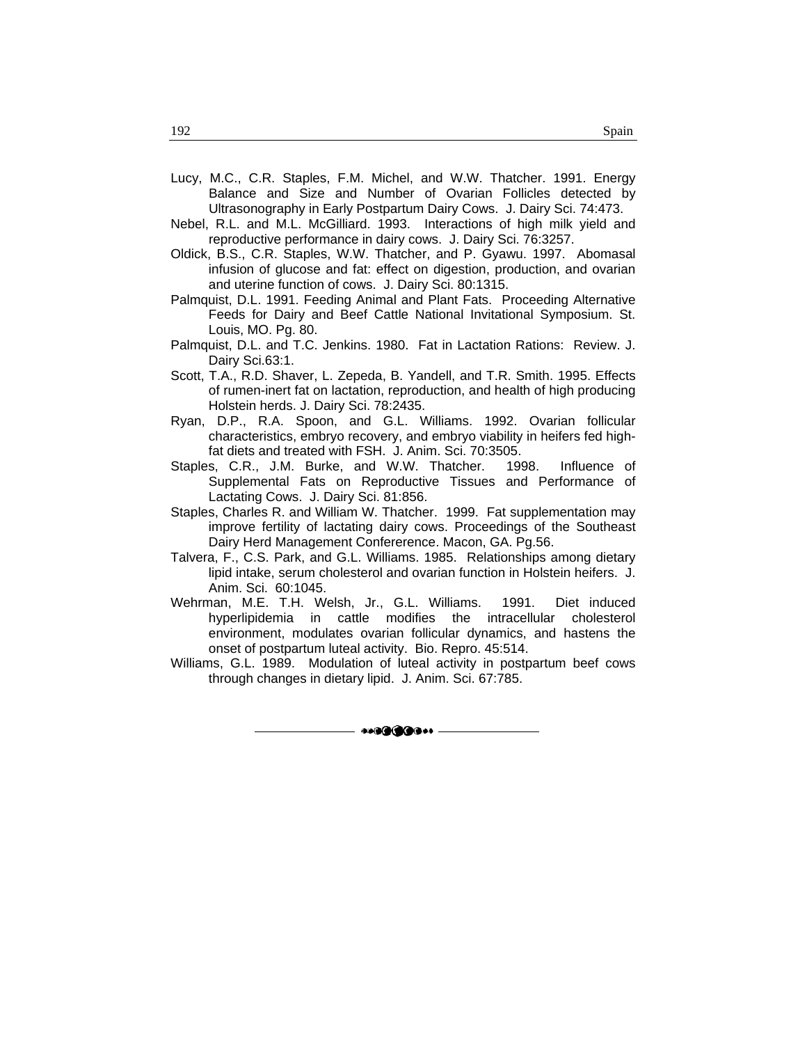Lucy, M.C., C.R. Staples, F.M. Michel, and W.W. Thatcher. 1991. Energy Balance and Size and Number of Ovarian Follicles detected by Ultrasonography in Early Postpartum Dairy Cows. J. Dairy Sci. 74:473.

Nebel, R.L. and M.L. McGilliard. 1993. Interactions of high milk yield and reproductive performance in dairy cows. J. Dairy Sci. 76:3257.

Oldick, B.S., C.R. Staples, W.W. Thatcher, and P. Gyawu. 1997. Abomasal infusion of glucose and fat: effect on digestion, production, and ovarian and uterine function of cows. J. Dairy Sci. 80:1315.

Palmquist, D.L. 1991. Feeding Animal and Plant Fats. Proceeding Alternative Feeds for Dairy and Beef Cattle National Invitational Symposium. St. Louis, MO. Pg. 80.

Palmquist, D.L. and T.C. Jenkins. 1980. Fat in Lactation Rations: Review. J. Dairy Sci.63:1.

Scott, T.A., R.D. Shaver, L. Zepeda, B. Yandell, and T.R. Smith. 1995. Effects of rumen-inert fat on lactation, reproduction, and health of high producing Holstein herds. J. Dairy Sci. 78:2435.

Ryan, D.P., R.A. Spoon, and G.L. Williams. 1992. Ovarian follicular characteristics, embryo recovery, and embryo viability in heifers fed high-fat diets and treated with FSH. J. Anim. Sci. 70:3505.

Staples, C.R., J.M. Burke, and W.W. Thatcher. 1998. Influence of Supplemental Fats on Reproductive Tissues and Performance of Lactating Cows. J. Dairy Sci. 81:856.

Staples, Charles R. and William W. Thatcher. 1999. Fat supplementation may improve fertility of lactating dairy cows. Proceedings of the Southeast Dairy Herd Management Confererence. Macon, GA. Pg.56.

Talvera, F., C.S. Park, and G.L. Williams. 1985. Relationships among dietary lipid intake, serum cholesterol and ovarian function in Holstein heifers. J. Anim. Sci. 60:1045.

Wehrman, M.E. T.H. Welsh, Jr., G.L. Williams. 1991. Diet induced hyperlipidemia in cattle modifies the intracellular cholesterol environment, modulates ovarian follicular dynamics, and hastens the onset of postpartum luteal activity. Bio. Repro. 45:514.

Williams, G.L. 1989. Modulation of luteal activity in postpartum beef cows through changes in dietary lipid. J. Anim. Sci. 67:785.